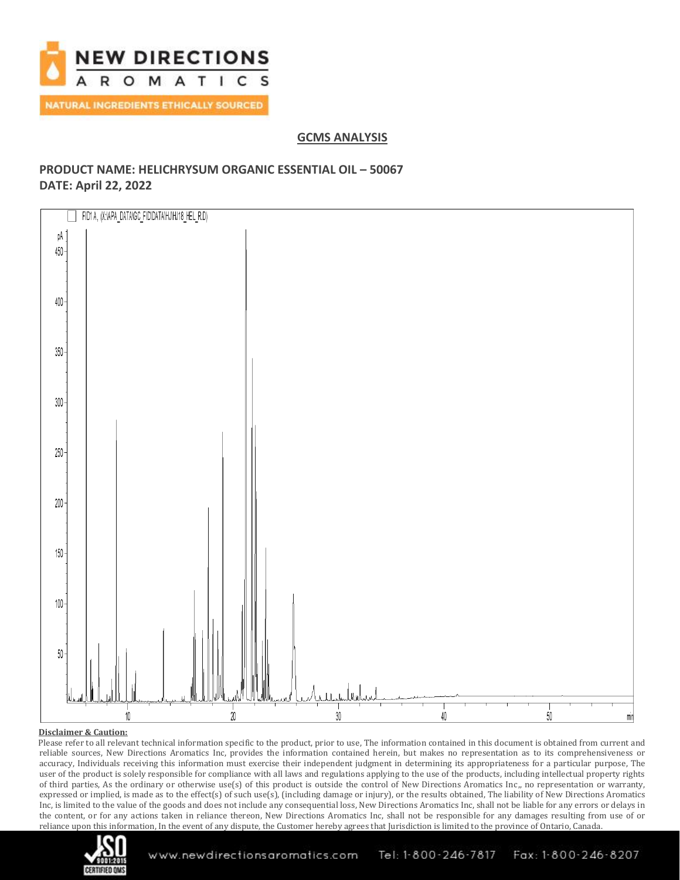## GCMS ANALYSIS

**PRODUCT NAME: HELICHRYSUM ORGANIC ESSENTIAL OIL – 50067**
**DATE: April 22, 2022**

**Disclaimer & Caution:**

Please refer to all relevant technical information specific to the product, prior to use, The information contained in this document is obtained from current and reliable sources, New Directions Aromatics Inc, provides the information contained herein, but makes no representation as to its comprehensiveness or accuracy, Individuals receiving this information must exercise their independent judgment in determining its appropriateness for a particular purpose, The user of the product is solely responsible for compliance with all laws and regulations applying to the use of the products, including intellectual property rights of third parties, As the ordinary or otherwise use(s) of this product is outside the control of New Directions Aromatics Inc,, no representation or warranty, expressed or implied, is made as to the effect(s) of such use(s), (including damage or injury), or the results obtained, The liability of New Directions Aromatics Inc, is limited to the value of the goods and does not include any consequential loss, New Directions Aromatics Inc, shall not be liable for any errors or delays in the content, or for any actions taken in reliance thereon, New Directions Aromatics Inc, shall not be responsible for any damages resulting from use of or reliance upon this information, In the event of any dispute, the Customer hereby agrees that Jurisdiction is limited to the province of Ontario, Canada.

www.newdirectionsaromatics.com Tel: 1-800-246-7817 Fax: 1-800-246-8207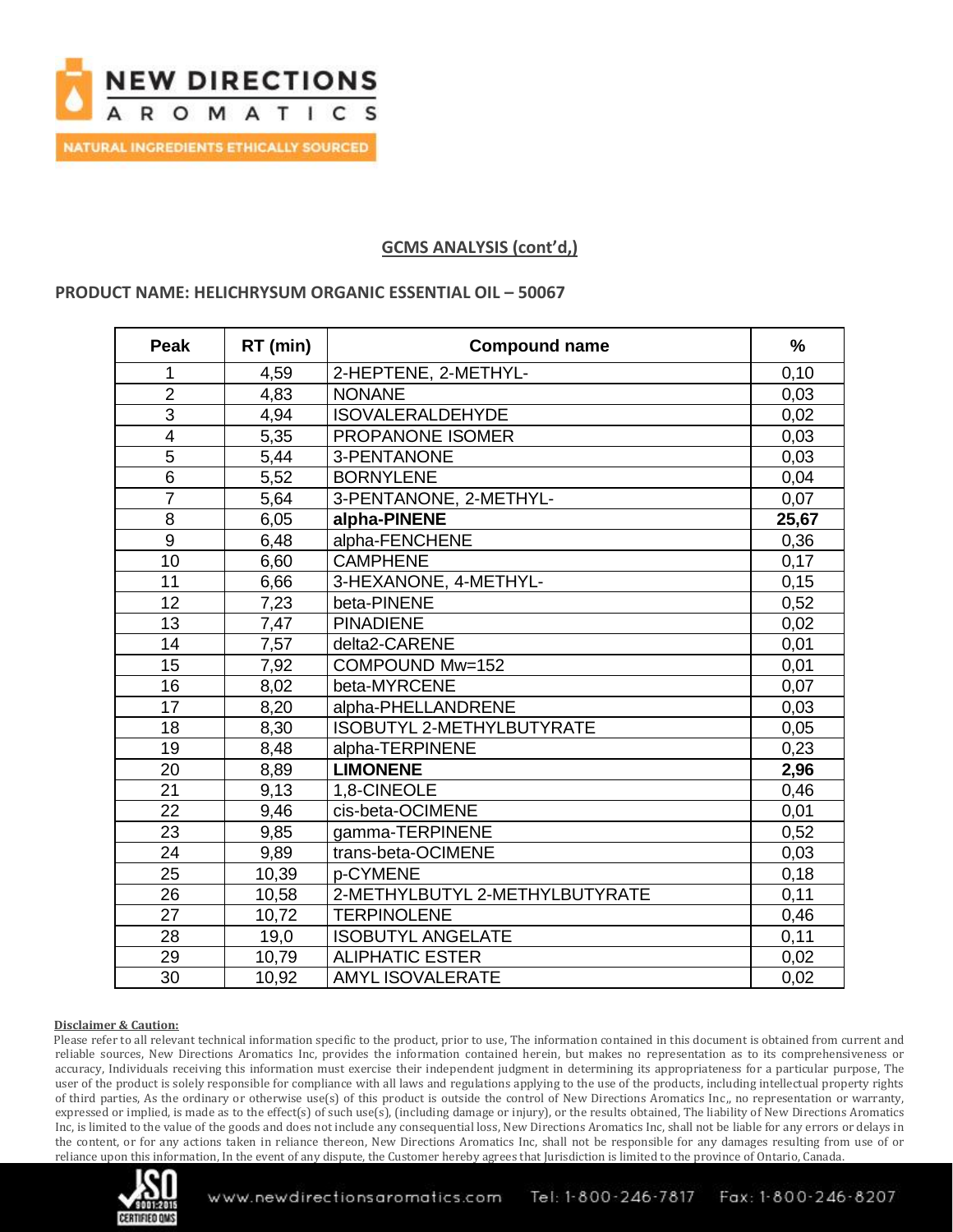## GCMS ANALYSIS (cont'd,)

**PRODUCT NAME: HELICHRYSUM ORGANIC ESSENTIAL OIL – 50067**

| Peak | RT (min) | Compound name | % |
|---|---|---|---|
| 1 | 4,59 | 2-HEPTENE, 2-METHYL- | 0,10 |
| 2 | 4,83 | NONANE | 0,03 |
| 3 | 4,94 | ISOVALERALDEHYDE | 0,02 |
| 4 | 5,35 | PROPANONE ISOMER | 0,03 |
| 5 | 5,44 | 3-PENTANONE | 0,03 |
| 6 | 5,52 | BORNYLENE | 0,04 |
| 7 | 5,64 | 3-PENTANONE, 2-METHYL- | 0,07 |
| 8 | 6,05 | **alpha-PINENE** | **25,67** |
| 9 | 6,48 | alpha-FENCHENE | 0,36 |
| 10 | 6,60 | CAMPHENE | 0,17 |
| 11 | 6,66 | 3-HEXANONE, 4-METHYL- | 0,15 |
| 12 | 7,23 | beta-PINENE | 0,52 |
| 13 | 7,47 | PINADIENE | 0,02 |
| 14 | 7,57 | delta2-CARENE | 0,01 |
| 15 | 7,92 | COMPOUND Mw=152 | 0,01 |
| 16 | 8,02 | beta-MYRCENE | 0,07 |
| 17 | 8,20 | alpha-PHELLANDRENE | 0,03 |
| 18 | 8,30 | ISOBUTYL 2-METHYLBUTYRATE | 0,05 |
| 19 | 8,48 | alpha-TERPINENE | 0,23 |
| 20 | 8,89 | **LIMONENE** | **2,96** |
| 21 | 9,13 | 1,8-CINEOLE | 0,46 |
| 22 | 9,46 | cis-beta-OCIMENE | 0,01 |
| 23 | 9,85 | gamma-TERPINENE | 0,52 |
| 24 | 9,89 | trans-beta-OCIMENE | 0,03 |
| 25 | 10,39 | p-CYMENE | 0,18 |
| 26 | 10,58 | 2-METHYLBUTYL 2-METHYLBUTYRATE | 0,11 |
| 27 | 10,72 | TERPINOLENE | 0,46 |
| 28 | 19,0 | ISOBUTYL ANGELATE | 0,11 |
| 29 | 10,79 | ALIPHATIC ESTER | 0,02 |
| 30 | 10,92 | AMYL ISOVALERATE | 0,02 |

**Disclaimer & Caution:**

Please refer to all relevant technical information specific to the product, prior to use, The information contained in this document is obtained from current and reliable sources, New Directions Aromatics Inc, provides the information contained herein, but makes no representation as to its comprehensiveness or accuracy, Individuals receiving this information must exercise their independent judgment in determining its appropriateness for a particular purpose, The user of the product is solely responsible for compliance with all laws and regulations applying to the use of the products, including intellectual property rights of third parties, As the ordinary or otherwise use(s) of this product is outside the control of New Directions Aromatics Inc,, no representation or warranty, expressed or implied, is made as to the effect(s) of such use(s), (including damage or injury), or the results obtained, The liability of New Directions Aromatics Inc, is limited to the value of the goods and does not include any consequential loss, New Directions Aromatics Inc, shall not be liable for any errors or delays in the content, or for any actions taken in reliance thereon, New Directions Aromatics Inc, shall not be responsible for any damages resulting from use of or reliance upon this information, In the event of any dispute, the Customer hereby agrees that Jurisdiction is limited to the province of Ontario, Canada.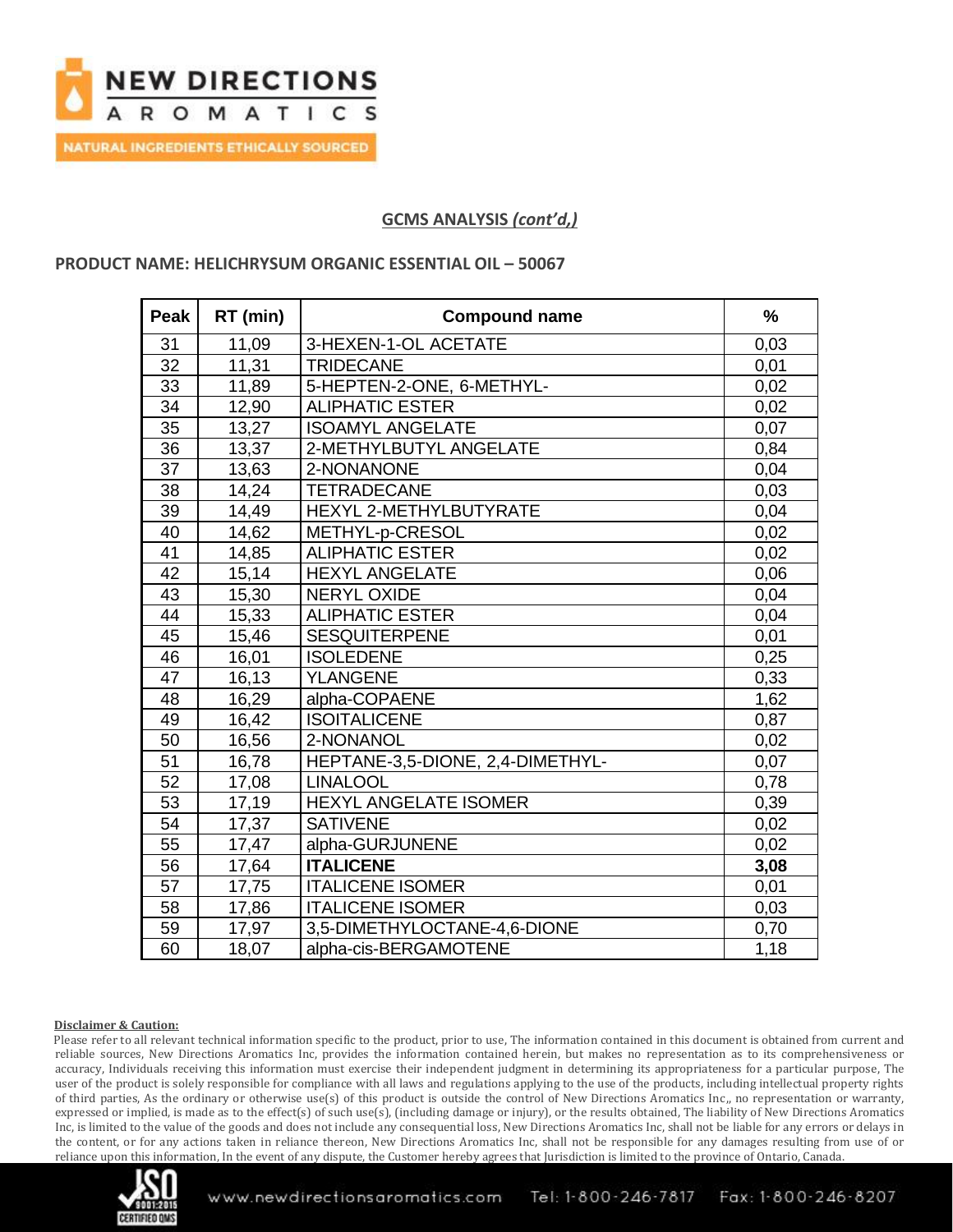## GCMS ANALYSIS *(cont'd,)*

**PRODUCT NAME: HELICHRYSUM ORGANIC ESSENTIAL OIL – 50067**

| Peak | RT (min) | Compound name | % |
|---|---|---|---|
| 31 | 11,09 | 3-HEXEN-1-OL ACETATE | 0,03 |
| 32 | 11,31 | TRIDECANE | 0,01 |
| 33 | 11,89 | 5-HEPTEN-2-ONE, 6-METHYL- | 0,02 |
| 34 | 12,90 | ALIPHATIC ESTER | 0,02 |
| 35 | 13,27 | ISOAMYL ANGELATE | 0,07 |
| 36 | 13,37 | 2-METHYLBUTYL ANGELATE | 0,84 |
| 37 | 13,63 | 2-NONANONE | 0,04 |
| 38 | 14,24 | TETRADECANE | 0,03 |
| 39 | 14,49 | HEXYL 2-METHYLBUTYRATE | 0,04 |
| 40 | 14,62 | METHYL-p-CRESOL | 0,02 |
| 41 | 14,85 | ALIPHATIC ESTER | 0,02 |
| 42 | 15,14 | HEXYL ANGELATE | 0,06 |
| 43 | 15,30 | NERYL OXIDE | 0,04 |
| 44 | 15,33 | ALIPHATIC ESTER | 0,04 |
| 45 | 15,46 | SESQUITERPENE | 0,01 |
| 46 | 16,01 | ISOLEDENE | 0,25 |
| 47 | 16,13 | YLANGENE | 0,33 |
| 48 | 16,29 | alpha-COPAENE | 1,62 |
| 49 | 16,42 | ISOITALICENE | 0,87 |
| 50 | 16,56 | 2-NONANOL | 0,02 |
| 51 | 16,78 | HEPTANE-3,5-DIONE, 2,4-DIMETHYL- | 0,07 |
| 52 | 17,08 | LINALOOL | 0,78 |
| 53 | 17,19 | HEXYL ANGELATE ISOMER | 0,39 |
| 54 | 17,37 | SATIVENE | 0,02 |
| 55 | 17,47 | alpha-GURJUNENE | 0,02 |
| 56 | 17,64 | **ITALICENE** | **3,08** |
| 57 | 17,75 | ITALICENE ISOMER | 0,01 |
| 58 | 17,86 | ITALICENE ISOMER | 0,03 |
| 59 | 17,97 | 3,5-DIMETHYLOCTANE-4,6-DIONE | 0,70 |
| 60 | 18,07 | alpha-cis-BERGAMOTENE | 1,18 |

**Disclaimer & Caution:**

Please refer to all relevant technical information specific to the product, prior to use, The information contained in this document is obtained from current and reliable sources, New Directions Aromatics Inc, provides the information contained herein, but makes no representation as to its comprehensiveness or accuracy, Individuals receiving this information must exercise their independent judgment in determining its appropriateness for a particular purpose, The user of the product is solely responsible for compliance with all laws and regulations applying to the use of the products, including intellectual property rights of third parties, As the ordinary or otherwise use(s) of this product is outside the control of New Directions Aromatics Inc,, no representation or warranty, expressed or implied, is made as to the effect(s) of such use(s), (including damage or injury), or the results obtained, The liability of New Directions Aromatics Inc, is limited to the value of the goods and does not include any consequential loss, New Directions Aromatics Inc, shall not be liable for any errors or delays in the content, or for any actions taken in reliance thereon, New Directions Aromatics Inc, shall not be responsible for any damages resulting from use of or reliance upon this information, In the event of any dispute, the Customer hereby agrees that Jurisdiction is limited to the province of Ontario, Canada.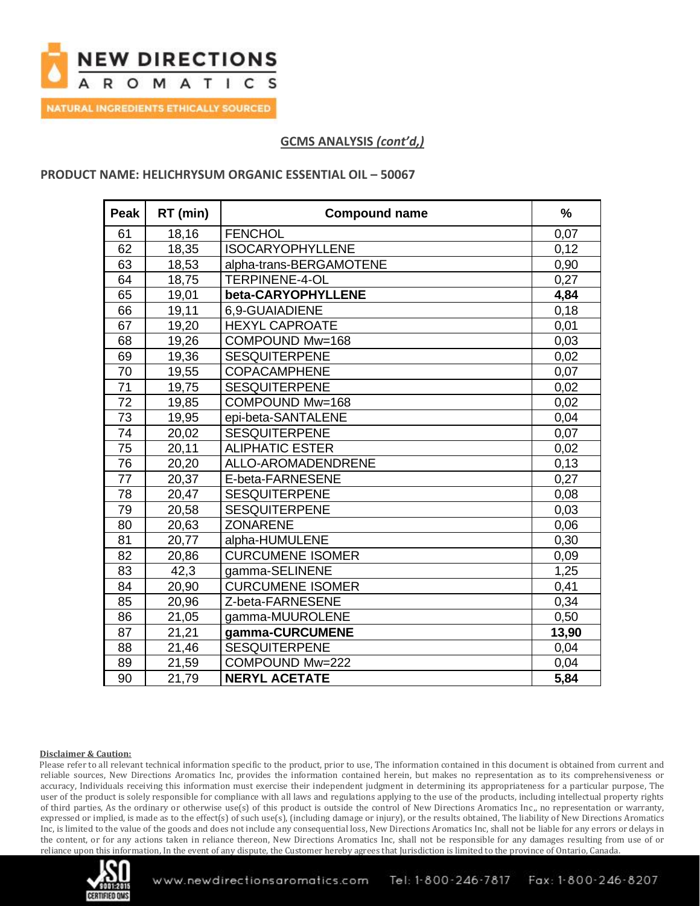## GCMS ANALYSIS *(cont'd,)*

**PRODUCT NAME: HELICHRYSUM ORGANIC ESSENTIAL OIL – 50067**

| Peak | RT (min) | Compound name | % |
|---|---|---|---|
| 61 | 18,16 | FENCHOL | 0,07 |
| 62 | 18,35 | ISOCARYOPHYLLENE | 0,12 |
| 63 | 18,53 | alpha-trans-BERGAMOTENE | 0,90 |
| 64 | 18,75 | TERPINENE-4-OL | 0,27 |
| 65 | 19,01 | **beta-CARYOPHYLLENE** | **4,84** |
| 66 | 19,11 | 6,9-GUAIADIENE | 0,18 |
| 67 | 19,20 | HEXYL CAPROATE | 0,01 |
| 68 | 19,26 | COMPOUND Mw=168 | 0,03 |
| 69 | 19,36 | SESQUITERPENE | 0,02 |
| 70 | 19,55 | COPACAMPHENE | 0,07 |
| 71 | 19,75 | SESQUITERPENE | 0,02 |
| 72 | 19,85 | COMPOUND Mw=168 | 0,02 |
| 73 | 19,95 | epi-beta-SANTALENE | 0,04 |
| 74 | 20,02 | SESQUITERPENE | 0,07 |
| 75 | 20,11 | ALIPHATIC ESTER | 0,02 |
| 76 | 20,20 | ALLO-AROMADENDRENE | 0,13 |
| 77 | 20,37 | E-beta-FARNESENE | 0,27 |
| 78 | 20,47 | SESQUITERPENE | 0,08 |
| 79 | 20,58 | SESQUITERPENE | 0,03 |
| 80 | 20,63 | ZONARENE | 0,06 |
| 81 | 20,77 | alpha-HUMULENE | 0,30 |
| 82 | 20,86 | CURCUMENE ISOMER | 0,09 |
| 83 | 42,3 | gamma-SELINENE | 1,25 |
| 84 | 20,90 | CURCUMENE ISOMER | 0,41 |
| 85 | 20,96 | Z-beta-FARNESENE | 0,34 |
| 86 | 21,05 | gamma-MUUROLENE | 0,50 |
| 87 | 21,21 | **gamma-CURCUMENE** | **13,90** |
| 88 | 21,46 | SESQUITERPENE | 0,04 |
| 89 | 21,59 | COMPOUND Mw=222 | 0,04 |
| 90 | 21,79 | **NERYL ACETATE** | **5,84** |

**Disclaimer & Caution:**

Please refer to all relevant technical information specific to the product, prior to use, The information contained in this document is obtained from current and reliable sources, New Directions Aromatics Inc, provides the information contained herein, but makes no representation as to its comprehensiveness or accuracy, Individuals receiving this information must exercise their independent judgment in determining its appropriateness for a particular purpose, The user of the product is solely responsible for compliance with all laws and regulations applying to the use of the products, including intellectual property rights of third parties, As the ordinary or otherwise use(s) of this product is outside the control of New Directions Aromatics Inc,, no representation or warranty, expressed or implied, is made as to the effect(s) of such use(s), (including damage or injury), or the results obtained, The liability of New Directions Aromatics Inc, is limited to the value of the goods and does not include any consequential loss, New Directions Aromatics Inc, shall not be liable for any errors or delays in the content, or for any actions taken in reliance thereon, New Directions Aromatics Inc, shall not be responsible for any damages resulting from use of or reliance upon this information, In the event of any dispute, the Customer hereby agrees that Jurisdiction is limited to the province of Ontario, Canada.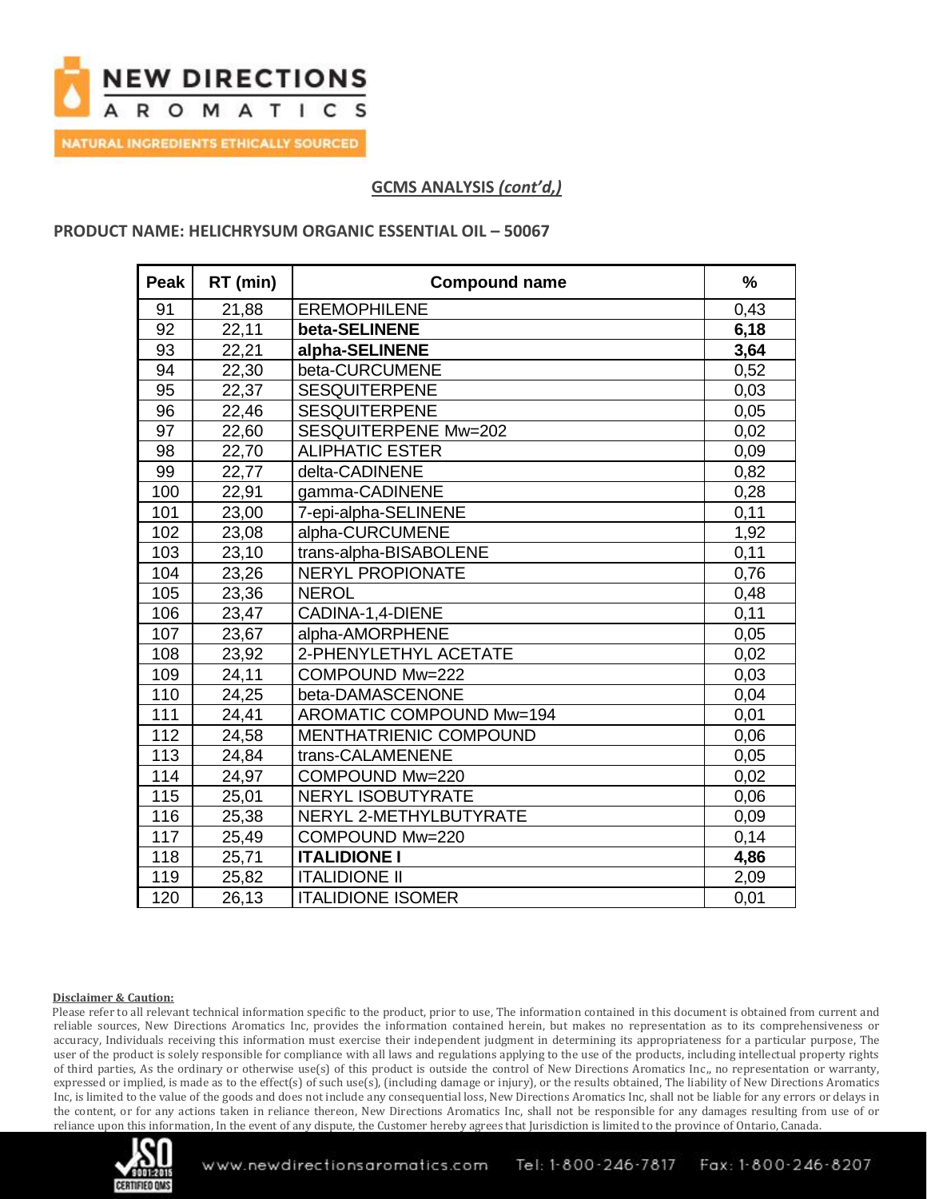## GCMS ANALYSIS *(cont'd,)*

**PRODUCT NAME: HELICHRYSUM ORGANIC ESSENTIAL OIL – 50067**

| Peak | RT (min) | Compound name | % |
|---|---|---|---|
| 91 | 21,88 | EREMOPHILENE | 0,43 |
| 92 | 22,11 | **beta-SELINENE** | **6,18** |
| 93 | 22,21 | **alpha-SELINENE** | **3,64** |
| 94 | 22,30 | beta-CURCUMENE | 0,52 |
| 95 | 22,37 | SESQUITERPENE | 0,03 |
| 96 | 22,46 | SESQUITERPENE | 0,05 |
| 97 | 22,60 | SESQUITERPENE Mw=202 | 0,02 |
| 98 | 22,70 | ALIPHATIC ESTER | 0,09 |
| 99 | 22,77 | delta-CADINENE | 0,82 |
| 100 | 22,91 | gamma-CADINENE | 0,28 |
| 101 | 23,00 | 7-epi-alpha-SELINENE | 0,11 |
| 102 | 23,08 | alpha-CURCUMENE | 1,92 |
| 103 | 23,10 | trans-alpha-BISABOLENE | 0,11 |
| 104 | 23,26 | NERYL PROPIONATE | 0,76 |
| 105 | 23,36 | NEROL | 0,48 |
| 106 | 23,47 | CADINA-1,4-DIENE | 0,11 |
| 107 | 23,67 | alpha-AMORPHENE | 0,05 |
| 108 | 23,92 | 2-PHENYLETHYL ACETATE | 0,02 |
| 109 | 24,11 | COMPOUND Mw=222 | 0,03 |
| 110 | 24,25 | beta-DAMASCENONE | 0,04 |
| 111 | 24,41 | AROMATIC COMPOUND Mw=194 | 0,01 |
| 112 | 24,58 | MENTHATRIENIC COMPOUND | 0,06 |
| 113 | 24,84 | trans-CALAMENENE | 0,05 |
| 114 | 24,97 | COMPOUND Mw=220 | 0,02 |
| 115 | 25,01 | NERYL ISOBUTYRATE | 0,06 |
| 116 | 25,38 | NERYL 2-METHYLBUTYRATE | 0,09 |
| 117 | 25,49 | COMPOUND Mw=220 | 0,14 |
| 118 | 25,71 | **ITALIDIONE I** | **4,86** |
| 119 | 25,82 | ITALIDIONE II | 2,09 |
| 120 | 26,13 | ITALIDIONE ISOMER | 0,01 |

**Disclaimer & Caution:**

Please refer to all relevant technical information specific to the product, prior to use, The information contained in this document is obtained from current and reliable sources, New Directions Aromatics Inc, provides the information contained herein, but makes no representation as to its comprehensiveness or accuracy, Individuals receiving this information must exercise their independent judgment in determining its appropriateness for a particular purpose, The user of the product is solely responsible for compliance with all laws and regulations applying to the use of the products, including intellectual property rights of third parties, As the ordinary or otherwise use(s) of this product is outside the control of New Directions Aromatics Inc,, no representation or warranty, expressed or implied, is made as to the effect(s) of such use(s), (including damage or injury), or the results obtained, The liability of New Directions Aromatics Inc, is limited to the value of the goods and does not include any consequential loss, New Directions Aromatics Inc, shall not be liable for any errors or delays in the content, or for any actions taken in reliance thereon, New Directions Aromatics Inc, shall not be responsible for any damages resulting from use of or reliance upon this information, In the event of any dispute, the Customer hereby agrees that Jurisdiction is limited to the province of Ontario, Canada.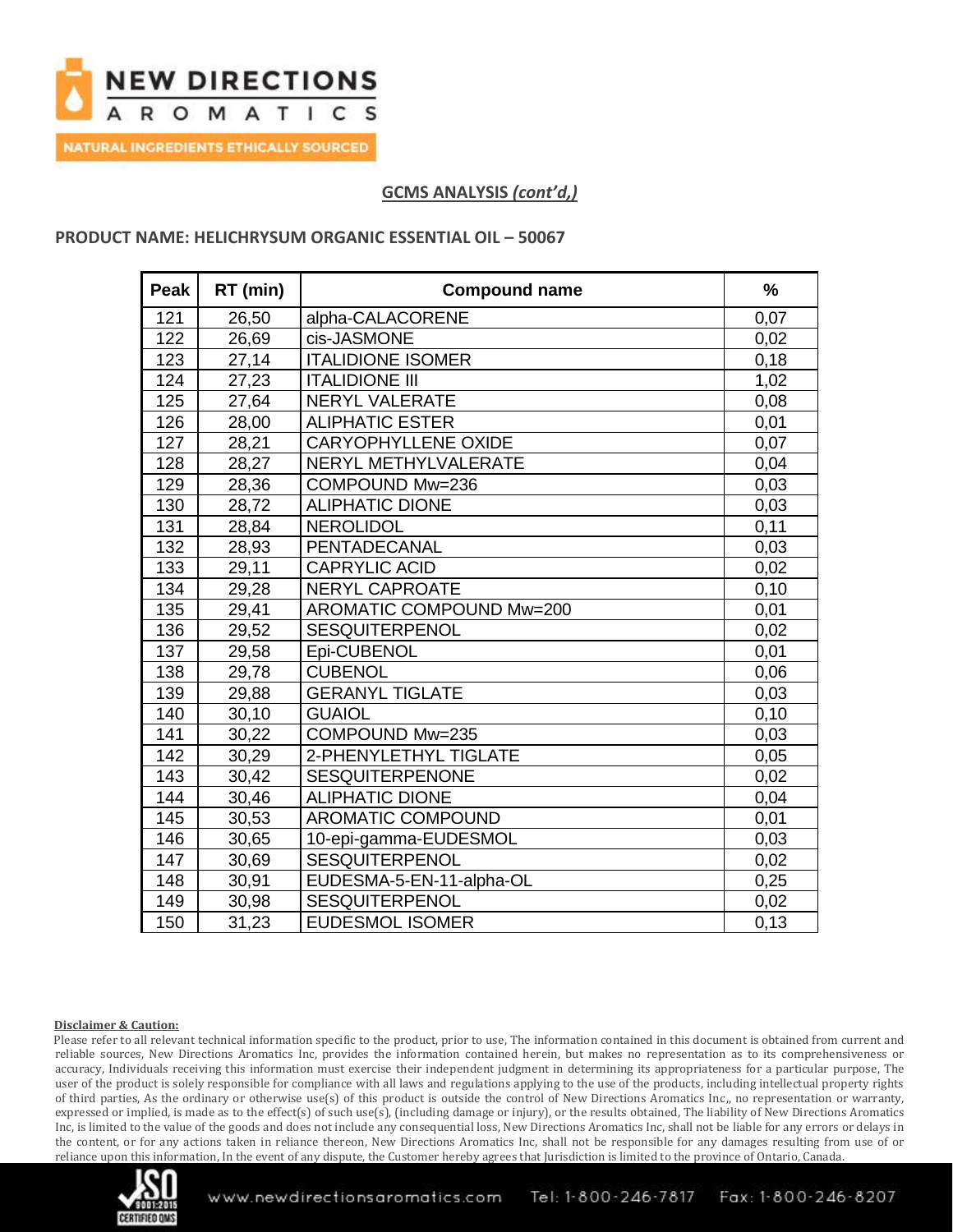## GCMS ANALYSIS *(cont'd,)*

**PRODUCT NAME: HELICHRYSUM ORGANIC ESSENTIAL OIL – 50067**

| Peak | RT (min) | Compound name | % |
|---|---|---|---|
| 121 | 26,50 | alpha-CALACORENE | 0,07 |
| 122 | 26,69 | cis-JASMONE | 0,02 |
| 123 | 27,14 | ITALIDIONE ISOMER | 0,18 |
| 124 | 27,23 | ITALIDIONE III | 1,02 |
| 125 | 27,64 | NERYL VALERATE | 0,08 |
| 126 | 28,00 | ALIPHATIC ESTER | 0,01 |
| 127 | 28,21 | CARYOPHYLLENE OXIDE | 0,07 |
| 128 | 28,27 | NERYL METHYLVALERATE | 0,04 |
| 129 | 28,36 | COMPOUND Mw=236 | 0,03 |
| 130 | 28,72 | ALIPHATIC DIONE | 0,03 |
| 131 | 28,84 | NEROLIDOL | 0,11 |
| 132 | 28,93 | PENTADECANAL | 0,03 |
| 133 | 29,11 | CAPRYLIC ACID | 0,02 |
| 134 | 29,28 | NERYL CAPROATE | 0,10 |
| 135 | 29,41 | AROMATIC COMPOUND Mw=200 | 0,01 |
| 136 | 29,52 | SESQUITERPENOL | 0,02 |
| 137 | 29,58 | Epi-CUBENOL | 0,01 |
| 138 | 29,78 | CUBENOL | 0,06 |
| 139 | 29,88 | GERANYL TIGLATE | 0,03 |
| 140 | 30,10 | GUAIOL | 0,10 |
| 141 | 30,22 | COMPOUND Mw=235 | 0,03 |
| 142 | 30,29 | 2-PHENYLETHYL TIGLATE | 0,05 |
| 143 | 30,42 | SESQUITERPENONE | 0,02 |
| 144 | 30,46 | ALIPHATIC DIONE | 0,04 |
| 145 | 30,53 | AROMATIC COMPOUND | 0,01 |
| 146 | 30,65 | 10-epi-gamma-EUDESMOL | 0,03 |
| 147 | 30,69 | SESQUITERPENOL | 0,02 |
| 148 | 30,91 | EUDESMA-5-EN-11-alpha-OL | 0,25 |
| 149 | 30,98 | SESQUITERPENOL | 0,02 |
| 150 | 31,23 | EUDESMOL ISOMER | 0,13 |

**Disclaimer & Caution:**

Please refer to all relevant technical information specific to the product, prior to use, The information contained in this document is obtained from current and reliable sources, New Directions Aromatics Inc, provides the information contained herein, but makes no representation as to its comprehensiveness or accuracy, Individuals receiving this information must exercise their independent judgment in determining its appropriateness for a particular purpose, The user of the product is solely responsible for compliance with all laws and regulations applying to the use of the products, including intellectual property rights of third parties, As the ordinary or otherwise use(s) of this product is outside the control of New Directions Aromatics Inc,, no representation or warranty, expressed or implied, is made as to the effect(s) of such use(s), (including damage or injury), or the results obtained, The liability of New Directions Aromatics Inc, is limited to the value of the goods and does not include any consequential loss, New Directions Aromatics Inc, shall not be liable for any errors or delays in the content, or for any actions taken in reliance thereon, New Directions Aromatics Inc, shall not be responsible for any damages resulting from use of or reliance upon this information, In the event of any dispute, the Customer hereby agrees that Jurisdiction is limited to the province of Ontario, Canada.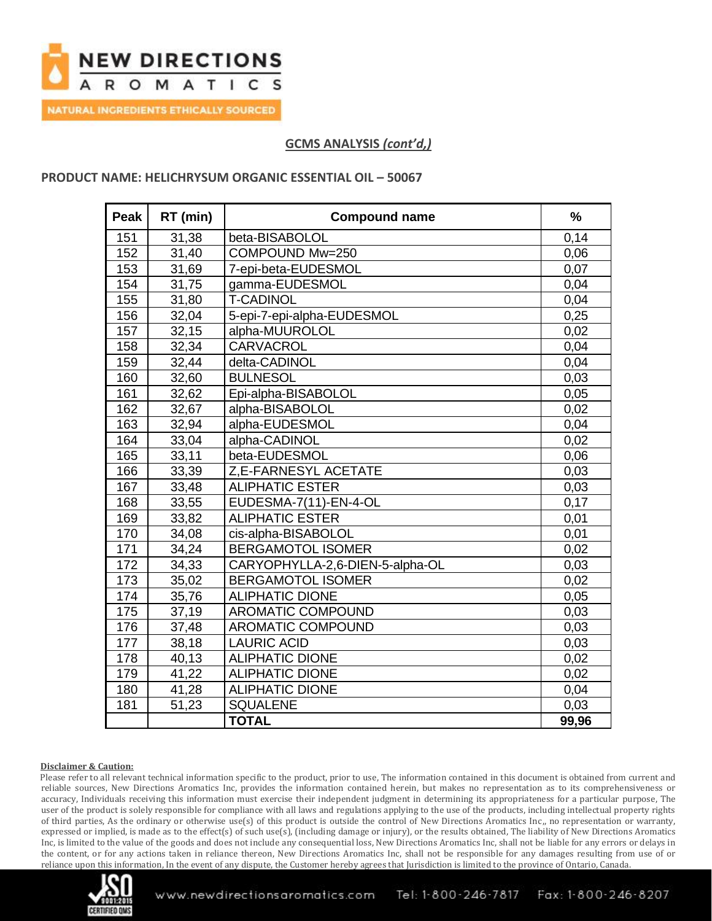## GCMS ANALYSIS *(cont'd,)*

**PRODUCT NAME: HELICHRYSUM ORGANIC ESSENTIAL OIL – 50067**

| Peak | RT (min) | Compound name | % |
|---|---|---|---|
| 151 | 31,38 | beta-BISABOLOL | 0,14 |
| 152 | 31,40 | COMPOUND Mw=250 | 0,06 |
| 153 | 31,69 | 7-epi-beta-EUDESMOL | 0,07 |
| 154 | 31,75 | gamma-EUDESMOL | 0,04 |
| 155 | 31,80 | T-CADINOL | 0,04 |
| 156 | 32,04 | 5-epi-7-epi-alpha-EUDESMOL | 0,25 |
| 157 | 32,15 | alpha-MUUROLOL | 0,02 |
| 158 | 32,34 | CARVACROL | 0,04 |
| 159 | 32,44 | delta-CADINOL | 0,04 |
| 160 | 32,60 | BULNESOL | 0,03 |
| 161 | 32,62 | Epi-alpha-BISABOLOL | 0,05 |
| 162 | 32,67 | alpha-BISABOLOL | 0,02 |
| 163 | 32,94 | alpha-EUDESMOL | 0,04 |
| 164 | 33,04 | alpha-CADINOL | 0,02 |
| 165 | 33,11 | beta-EUDESMOL | 0,06 |
| 166 | 33,39 | Z,E-FARNESYL ACETATE | 0,03 |
| 167 | 33,48 | ALIPHATIC ESTER | 0,03 |
| 168 | 33,55 | EUDESMA-7(11)-EN-4-OL | 0,17 |
| 169 | 33,82 | ALIPHATIC ESTER | 0,01 |
| 170 | 34,08 | cis-alpha-BISABOLOL | 0,01 |
| 171 | 34,24 | BERGAMOTOL ISOMER | 0,02 |
| 172 | 34,33 | CARYOPHYLLA-2,6-DIEN-5-alpha-OL | 0,03 |
| 173 | 35,02 | BERGAMOTOL ISOMER | 0,02 |
| 174 | 35,76 | ALIPHATIC DIONE | 0,05 |
| 175 | 37,19 | AROMATIC COMPOUND | 0,03 |
| 176 | 37,48 | AROMATIC COMPOUND | 0,03 |
| 177 | 38,18 | LAURIC ACID | 0,03 |
| 178 | 40,13 | ALIPHATIC DIONE | 0,02 |
| 179 | 41,22 | ALIPHATIC DIONE | 0,02 |
| 180 | 41,28 | ALIPHATIC DIONE | 0,04 |
| 181 | 51,23 | SQUALENE | 0,03 |
| | | **TOTAL** | **99,96** |

**Disclaimer & Caution:**

Please refer to all relevant technical information specific to the product, prior to use, The information contained in this document is obtained from current and reliable sources, New Directions Aromatics Inc, provides the information contained herein, but makes no representation as to its comprehensiveness or accuracy, Individuals receiving this information must exercise their independent judgment in determining its appropriateness for a particular purpose, The user of the product is solely responsible for compliance with all laws and regulations applying to the use of the products, including intellectual property rights of third parties, As the ordinary or otherwise use(s) of this product is outside the control of New Directions Aromatics Inc,, no representation or warranty, expressed or implied, is made as to the effect(s) of such use(s), (including damage or injury), or the results obtained, The liability of New Directions Aromatics Inc, is limited to the value of the goods and does not include any consequential loss, New Directions Aromatics Inc, shall not be liable for any errors or delays in the content, or for any actions taken in reliance thereon, New Directions Aromatics Inc, shall not be responsible for any damages resulting from use of or reliance upon this information, In the event of any dispute, the Customer hereby agrees that Jurisdiction is limited to the province of Ontario, Canada.